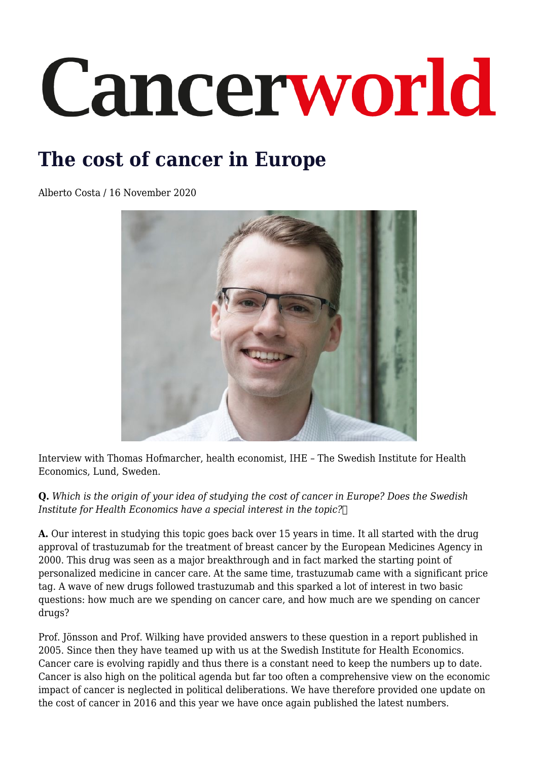# Cancerworld

## The cost of cancer in Europe

Alberto Costa / 16 November 2020

Interview with Thomas Hofmarcher, health economist, IHE – The Swedish Institute for Health Economics, Lund, Sweden.

**Q.** *Which is the origin of your idea of studying the cost of cancer in Europe? Does the Swedish Institute for Health Economics have a special interest in the topic?*

**A.** Our interest in studying this topic goes back over 15 years in time. It all started with the drug approval of trastuzumab for the treatment of breast cancer by the European Medicines Agency in 2000. This drug was seen as a major breakthrough and in fact marked the starting point of personalized medicine in cancer care. At the same time, trastuzumab came with a significant price tag. A wave of new drugs followed trastuzumab and this sparked a lot of interest in two basic questions: how much are we spending on cancer care, and how much are we spending on cancer drugs?

Prof. Jönsson and Prof. Wilking have provided answers to these question in a report published in 2005. Since then they have teamed up with us at the Swedish Institute for Health Economics. Cancer care is evolving rapidly and thus there is a constant need to keep the numbers up to date. Cancer is also high on the political agenda but far too often a comprehensive view on the economic impact of cancer is neglected in political deliberations. We have therefore provided one update on the cost of cancer in 2016 and this year we have once again published the latest numbers.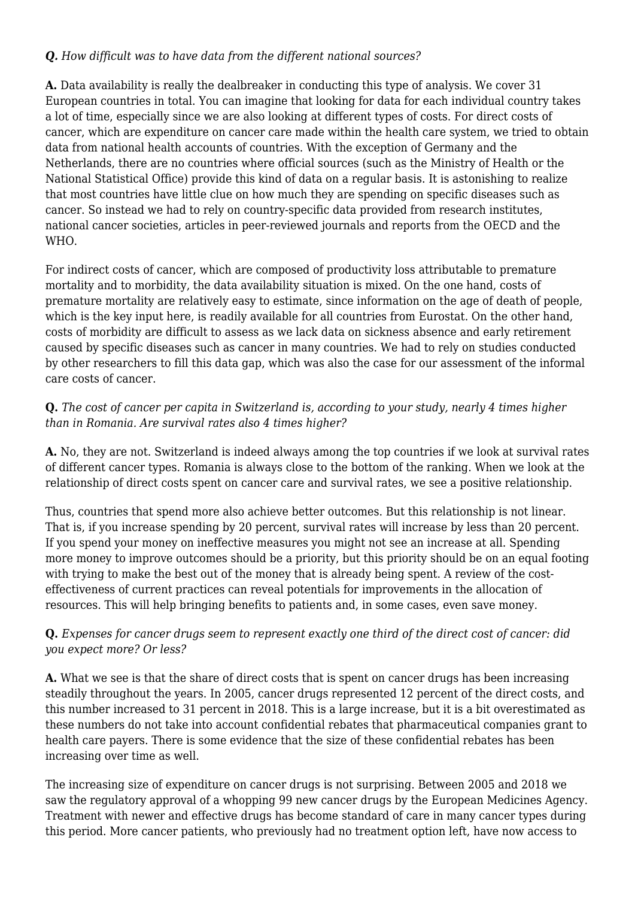***Q.*** *How difficult was to have data from the different national sources?*

**A.** Data availability is really the dealbreaker in conducting this type of analysis. We cover 31 European countries in total. You can imagine that looking for data for each individual country takes a lot of time, especially since we are also looking at different types of costs. For direct costs of cancer, which are expenditure on cancer care made within the health care system, we tried to obtain data from national health accounts of countries. With the exception of Germany and the Netherlands, there are no countries where official sources (such as the Ministry of Health or the National Statistical Office) provide this kind of data on a regular basis. It is astonishing to realize that most countries have little clue on how much they are spending on specific diseases such as cancer. So instead we had to rely on country-specific data provided from research institutes, national cancer societies, articles in peer-reviewed journals and reports from the OECD and the WHO.

For indirect costs of cancer, which are composed of productivity loss attributable to premature mortality and to morbidity, the data availability situation is mixed. On the one hand, costs of premature mortality are relatively easy to estimate, since information on the age of death of people, which is the key input here, is readily available for all countries from Eurostat. On the other hand, costs of morbidity are difficult to assess as we lack data on sickness absence and early retirement caused by specific diseases such as cancer in many countries. We had to rely on studies conducted by other researchers to fill this data gap, which was also the case for our assessment of the informal care costs of cancer.

**Q.** *The cost of cancer per capita in Switzerland is, according to your study, nearly 4 times higher than in Romania. Are survival rates also 4 times higher?*

**A.** No, they are not. Switzerland is indeed always among the top countries if we look at survival rates of different cancer types. Romania is always close to the bottom of the ranking. When we look at the relationship of direct costs spent on cancer care and survival rates, we see a positive relationship.

Thus, countries that spend more also achieve better outcomes. But this relationship is not linear. That is, if you increase spending by 20 percent, survival rates will increase by less than 20 percent. If you spend your money on ineffective measures you might not see an increase at all. Spending more money to improve outcomes should be a priority, but this priority should be on an equal footing with trying to make the best out of the money that is already being spent. A review of the cost-effectiveness of current practices can reveal potentials for improvements in the allocation of resources. This will help bringing benefits to patients and, in some cases, even save money.

**Q.** *Expenses for cancer drugs seem to represent exactly one third of the direct cost of cancer: did you expect more? Or less?*

**A.** What we see is that the share of direct costs that is spent on cancer drugs has been increasing steadily throughout the years. In 2005, cancer drugs represented 12 percent of the direct costs, and this number increased to 31 percent in 2018. This is a large increase, but it is a bit overestimated as these numbers do not take into account confidential rebates that pharmaceutical companies grant to health care payers. There is some evidence that the size of these confidential rebates has been increasing over time as well.

The increasing size of expenditure on cancer drugs is not surprising. Between 2005 and 2018 we saw the regulatory approval of a whopping 99 new cancer drugs by the European Medicines Agency. Treatment with newer and effective drugs has become standard of care in many cancer types during this period. More cancer patients, who previously had no treatment option left, have now access to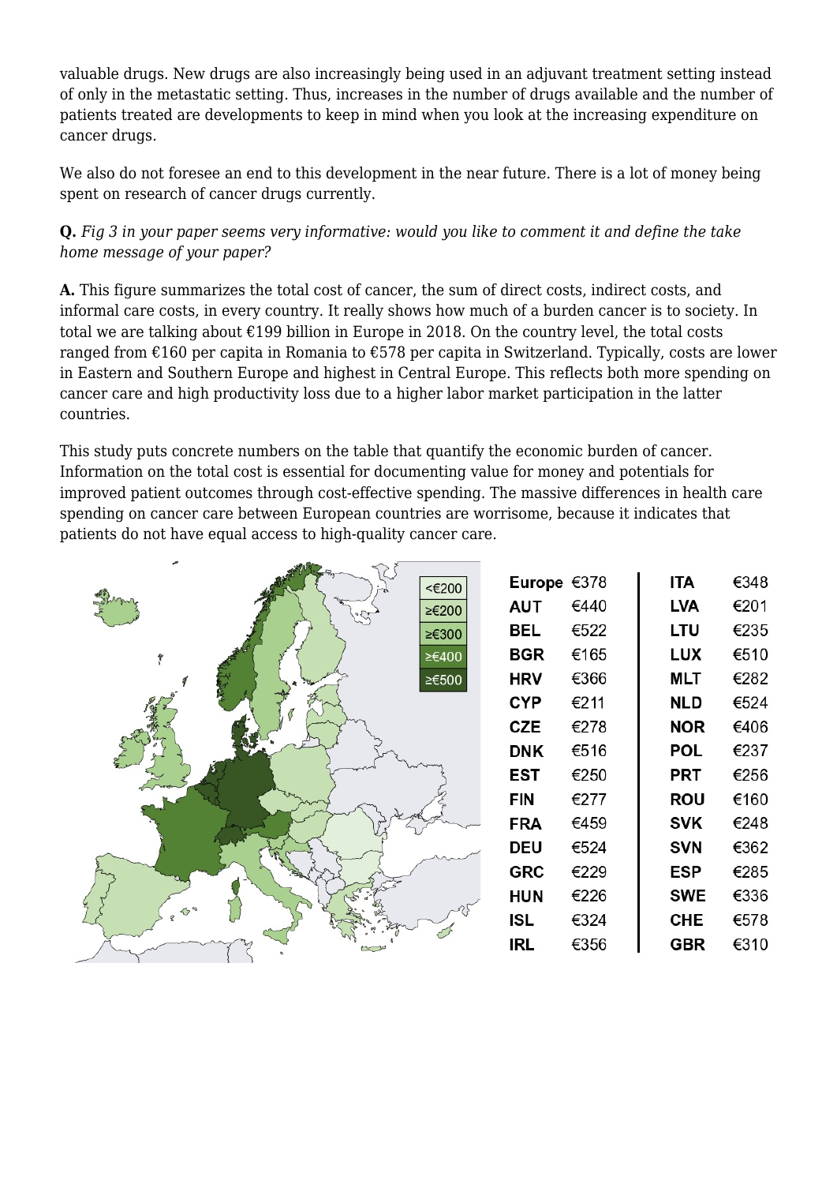valuable drugs. New drugs are also increasingly being used in an adjuvant treatment setting instead of only in the metastatic setting. Thus, increases in the number of drugs available and the number of patients treated are developments to keep in mind when you look at the increasing expenditure on cancer drugs.

We also do not foresee an end to this development in the near future. There is a lot of money being spent on research of cancer drugs currently.

**Q.** *Fig 3 in your paper seems very informative: would you like to comment it and define the take home message of your paper?*

**A.** This figure summarizes the total cost of cancer, the sum of direct costs, indirect costs, and informal care costs, in every country. It really shows how much of a burden cancer is to society. In total we are talking about €199 billion in Europe in 2018. On the country level, the total costs ranged from €160 per capita in Romania to €578 per capita in Switzerland. Typically, costs are lower in Eastern and Southern Europe and highest in Central Europe. This reflects both more spending on cancer care and high productivity loss due to a higher labor market participation in the latter countries.

This study puts concrete numbers on the table that quantify the economic burden of cancer. Information on the total cost is essential for documenting value for money and potentials for improved patient outcomes through cost-effective spending. The massive differences in health care spending on cancer care between European countries are worrisome, because it indicates that patients do not have equal access to high-quality cancer care.

<€200
≥€200
≥€300
≥€400
≥€500

| | | | |
|---|---|---|---|
| **Europe** | €378 | **ITA** | €348 |
| **AUT** | €440 | **LVA** | €201 |
| **BEL** | €522 | **LTU** | €235 |
| **BGR** | €165 | **LUX** | €510 |
| **HRV** | €366 | **MLT** | €282 |
| **CYP** | €211 | **NLD** | €524 |
| **CZE** | €278 | **NOR** | €406 |
| **DNK** | €516 | **POL** | €237 |
| **EST** | €250 | **PRT** | €256 |
| **FIN** | €277 | **ROU** | €160 |
| **FRA** | €459 | **SVK** | €248 |
| **DEU** | €524 | **SVN** | €362 |
| **GRC** | €229 | **ESP** | €285 |
| **HUN** | €226 | **SWE** | €336 |
| **ISL** | €324 | **CHE** | €578 |
| **IRL** | €356 | **GBR** | €310 |